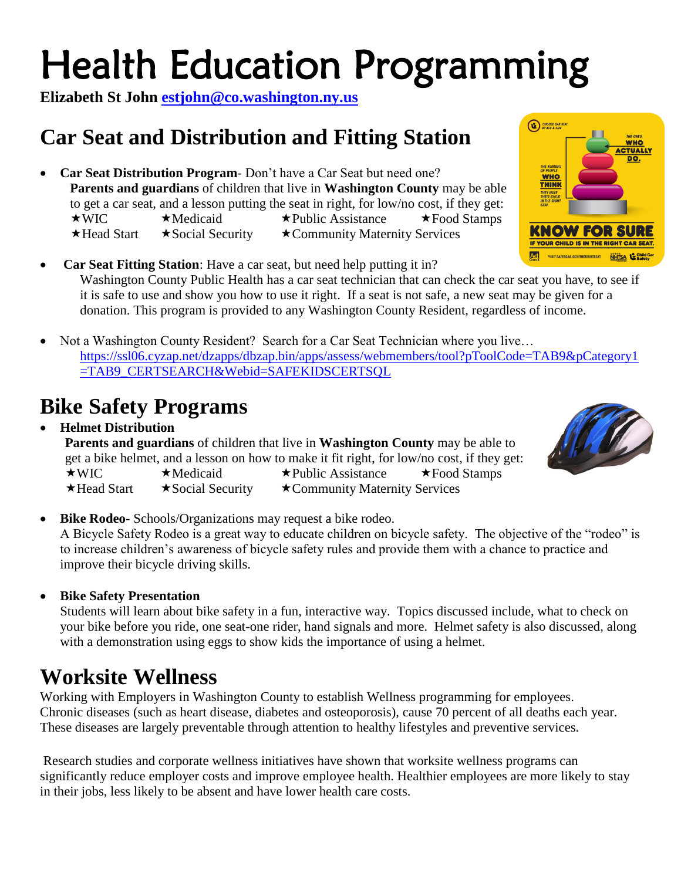# Health Education Programming

**Elizabeth St John [estjohn@co.washington.ny.us](mailto:estjohn@co.washington.ny.us)**

## Car Seat and Distribution and Fitting Station

- **Car Seat Distribution Program**- Don't have a Car Seat but need one?
  **Parents and guardians** of children that live in **Washington County** may be able to get a car seat, and a lesson putting the seat in right, for low/no cost, if they get:
  ★WIC ★Medicaid ★Public Assistance ★Food Stamps
  ★Head Start ★Social Security ★Community Maternity Services

- **Car Seat Fitting Station**: Have a car seat, but need help putting it in?
  Washington County Public Health has a car seat technician that can check the car seat you have, to see if it is safe to use and show you how to use it right. If a seat is not safe, a new seat may be given for a donation. This program is provided to any Washington County Resident, regardless of income.

- Not a Washington County Resident? Search for a Car Seat Technician where you live…
  https://ssl06.cyzap.net/dzapps/dbzap.bin/apps/assess/webmembers/tool?pToolCode=TAB9&pCategory1=TAB9_CERTSEARCH&Webid=SAFEKIDSCERTSQL

## Bike Safety Programs

- **Helmet Distribution**
  **Parents and guardians** of children that live in **Washington County** may be able to get a bike helmet, and a lesson on how to make it fit right, for low/no cost, if they get:
  ★WIC ★Medicaid ★Public Assistance ★Food Stamps
  ★Head Start ★Social Security ★Community Maternity Services

- **Bike Rodeo**- Schools/Organizations may request a bike rodeo.
  A Bicycle Safety Rodeo is a great way to educate children on bicycle safety. The objective of the "rodeo" is to increase children's awareness of bicycle safety rules and provide them with a chance to practice and improve their bicycle driving skills.

- **Bike Safety Presentation**
  Students will learn about bike safety in a fun, interactive way. Topics discussed include, what to check on your bike before you ride, one seat-one rider, hand signals and more. Helmet safety is also discussed, along with a demonstration using eggs to show kids the importance of using a helmet.

## Worksite Wellness

Working with Employers in Washington County to establish Wellness programming for employees. Chronic diseases (such as heart disease, diabetes and osteoporosis), cause 70 percent of all deaths each year. These diseases are largely preventable through attention to healthy lifestyles and preventive services.

Research studies and corporate wellness initiatives have shown that worksite wellness programs can significantly reduce employer costs and improve employee health. Healthier employees are more likely to stay in their jobs, less likely to be absent and have lower health care costs.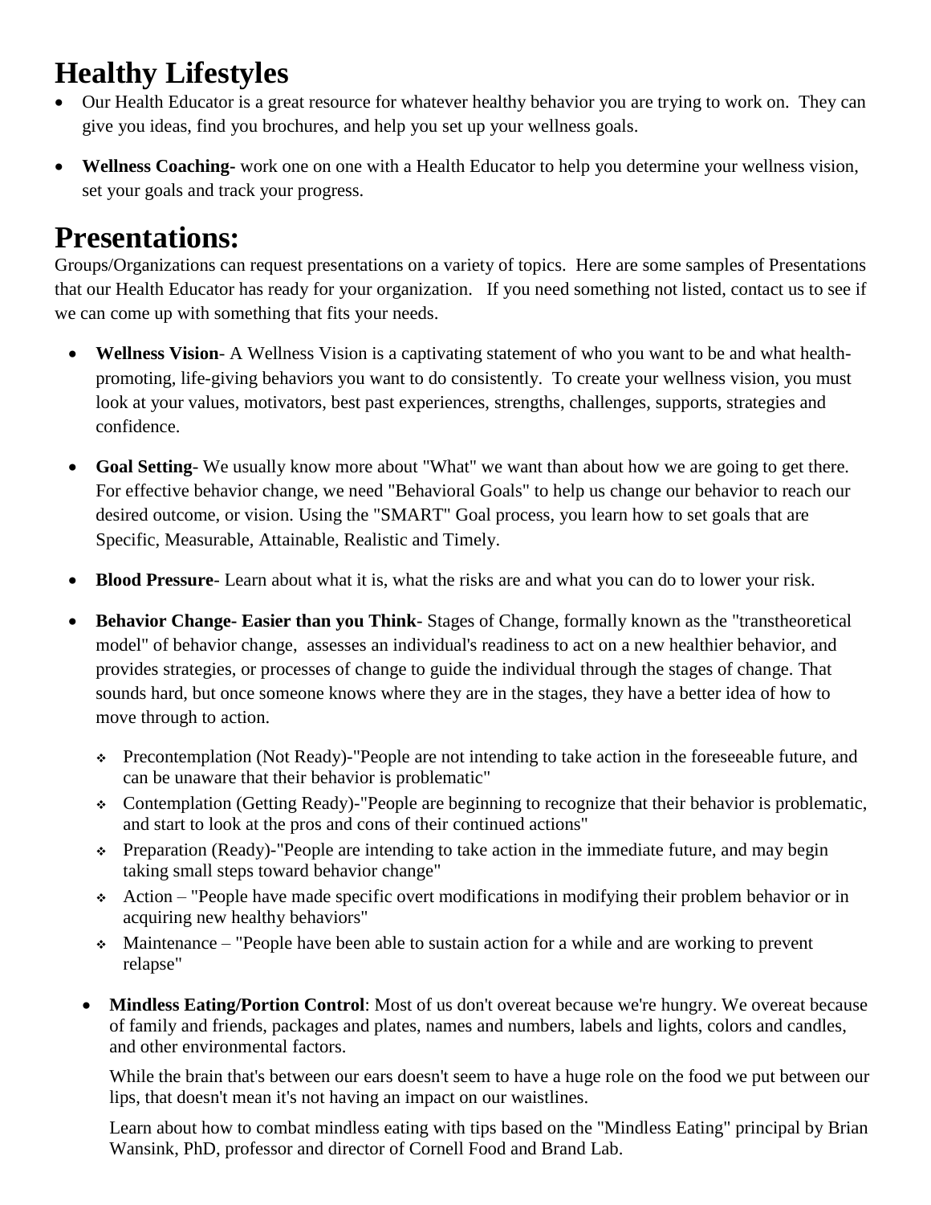# Healthy Lifestyles

- Our Health Educator is a great resource for whatever healthy behavior you are trying to work on. They can give you ideas, find you brochures, and help you set up your wellness goals.
- **Wellness Coaching**- work one on one with a Health Educator to help you determine your wellness vision, set your goals and track your progress.

# Presentations:

Groups/Organizations can request presentations on a variety of topics. Here are some samples of Presentations that our Health Educator has ready for your organization. If you need something not listed, contact us to see if we can come up with something that fits your needs.

- **Wellness Vision**- A Wellness Vision is a captivating statement of who you want to be and what health-promoting, life-giving behaviors you want to do consistently. To create your wellness vision, you must look at your values, motivators, best past experiences, strengths, challenges, supports, strategies and confidence.
- **Goal Setting**- We usually know more about "What" we want than about how we are going to get there. For effective behavior change, we need "Behavioral Goals" to help us change our behavior to reach our desired outcome, or vision. Using the "SMART" Goal process, you learn how to set goals that are Specific, Measurable, Attainable, Realistic and Timely.
- **Blood Pressure**- Learn about what it is, what the risks are and what you can do to lower your risk.
- **Behavior Change- Easier than you Think**- Stages of Change, formally known as the "transtheoretical model" of behavior change, assesses an individual's readiness to act on a new healthier behavior, and provides strategies, or processes of change to guide the individual through the stages of change. That sounds hard, but once someone knows where they are in the stages, they have a better idea of how to move through to action.
  - Precontemplation (Not Ready)-"People are not intending to take action in the foreseeable future, and can be unaware that their behavior is problematic"
  - Contemplation (Getting Ready)-"People are beginning to recognize that their behavior is problematic, and start to look at the pros and cons of their continued actions"
  - Preparation (Ready)-"People are intending to take action in the immediate future, and may begin taking small steps toward behavior change"
  - Action – "People have made specific overt modifications in modifying their problem behavior or in acquiring new healthy behaviors"
  - Maintenance – "People have been able to sustain action for a while and are working to prevent relapse"
- **Mindless Eating/Portion Control**: Most of us don't overeat because we're hungry. We overeat because of family and friends, packages and plates, names and numbers, labels and lights, colors and candles, and other environmental factors.

  While the brain that's between our ears doesn't seem to have a huge role on the food we put between our lips, that doesn't mean it's not having an impact on our waistlines.

  Learn about how to combat mindless eating with tips based on the "Mindless Eating" principal by Brian Wansink, PhD, professor and director of Cornell Food and Brand Lab.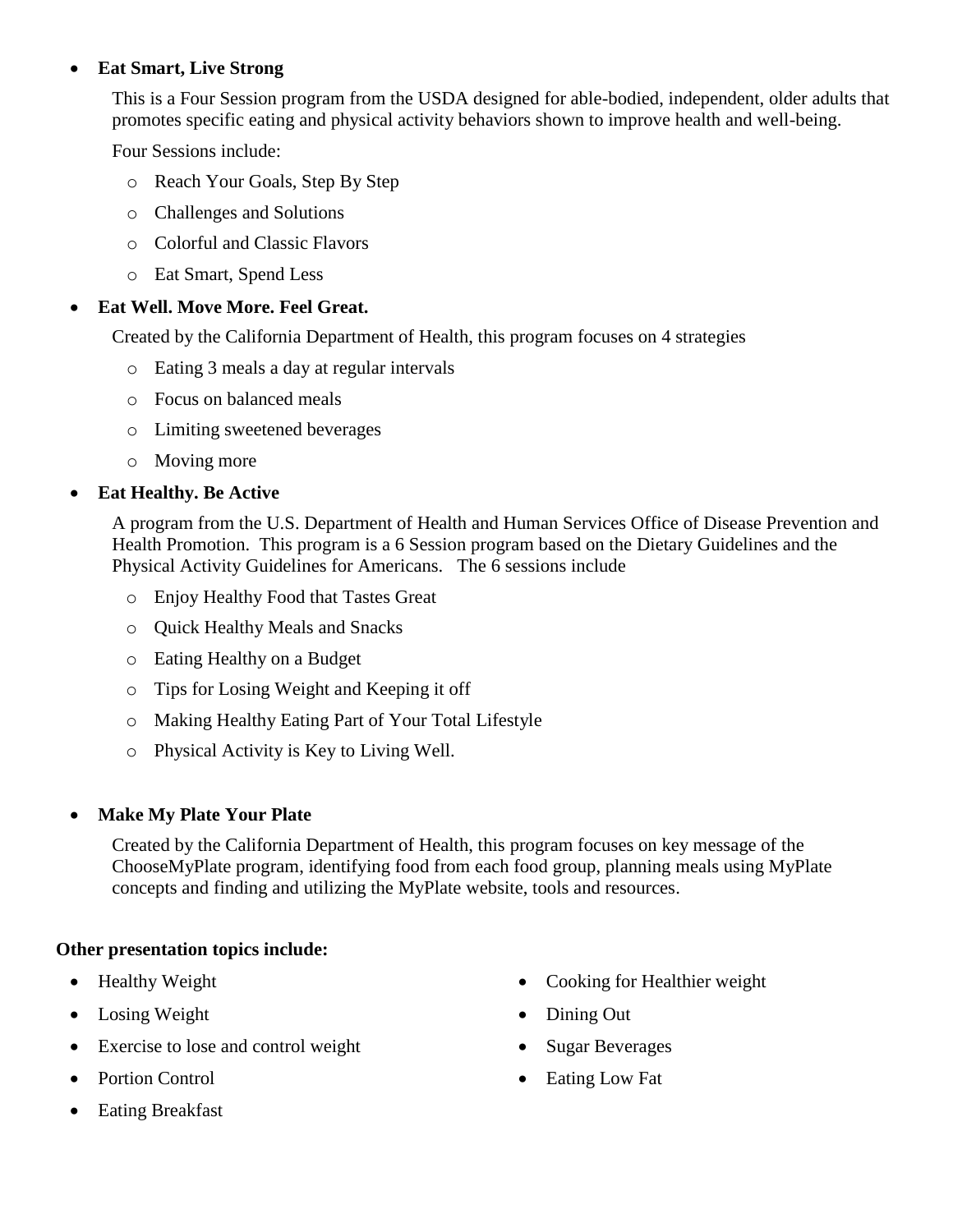- **Eat Smart, Live Strong**

  This is a Four Session program from the USDA designed for able-bodied, independent, older adults that promotes specific eating and physical activity behaviors shown to improve health and well-being.

  Four Sessions include:

  - Reach Your Goals, Step By Step
  - Challenges and Solutions
  - Colorful and Classic Flavors
  - Eat Smart, Spend Less

- **Eat Well. Move More. Feel Great.**

  Created by the California Department of Health, this program focuses on 4 strategies

  - Eating 3 meals a day at regular intervals
  - Focus on balanced meals
  - Limiting sweetened beverages
  - Moving more

- **Eat Healthy. Be Active**

  A program from the U.S. Department of Health and Human Services Office of Disease Prevention and Health Promotion. This program is a 6 Session program based on the Dietary Guidelines and the Physical Activity Guidelines for Americans. The 6 sessions include

  - Enjoy Healthy Food that Tastes Great
  - Quick Healthy Meals and Snacks
  - Eating Healthy on a Budget
  - Tips for Losing Weight and Keeping it off
  - Making Healthy Eating Part of Your Total Lifestyle
  - Physical Activity is Key to Living Well.

- **Make My Plate Your Plate**

  Created by the California Department of Health, this program focuses on key message of the ChooseMyPlate program, identifying food from each food group, planning meals using MyPlate concepts and finding and utilizing the MyPlate website, tools and resources.

**Other presentation topics include:**

- Healthy Weight
- Losing Weight
- Exercise to lose and control weight
- Portion Control
- Eating Breakfast
- Cooking for Healthier weight
- Dining Out
- Sugar Beverages
- Eating Low Fat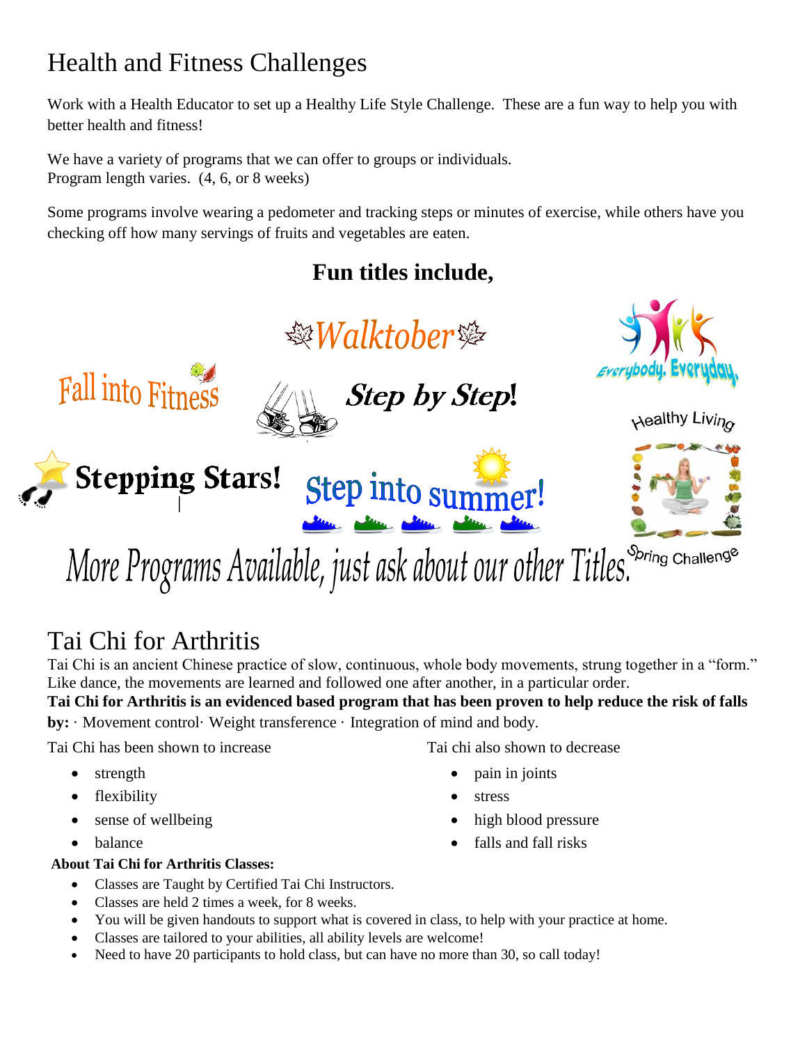# Health and Fitness Challenges

Work with a Health Educator to set up a Healthy Life Style Challenge. These are a fun way to help you with better health and fitness!

We have a variety of programs that we can offer to groups or individuals.
Program length varies. (4, 6, or 8 weeks)

Some programs involve wearing a pedometer and tracking steps or minutes of exercise, while others have you checking off how many servings of fruits and vegetables are eaten.

**Fun titles include,**

Walktober

Fall into Fitness

Step by Step!

Everybody. Everyday.

Healthy Living

Stepping Stars!

Step into summer!

More Programs Available, just ask about our other Titles.

Spring Challenge

# Tai Chi for Arthritis

Tai Chi is an ancient Chinese practice of slow, continuous, whole body movements, strung together in a "form." Like dance, the movements are learned and followed one after another, in a particular order.

**Tai Chi for Arthritis is an evidenced based program that has been proven to help reduce the risk of falls by:** · Movement control· Weight transference · Integration of mind and body.

Tai Chi has been shown to increase

- strength
- flexibility
- sense of wellbeing
- balance

Tai chi also shown to decrease

- pain in joints
- stress
- high blood pressure
- falls and fall risks

**About Tai Chi for Arthritis Classes:**

- Classes are Taught by Certified Tai Chi Instructors.
- Classes are held 2 times a week, for 8 weeks.
- You will be given handouts to support what is covered in class, to help with your practice at home.
- Classes are tailored to your abilities, all ability levels are welcome!
- Need to have 20 participants to hold class, but can have no more than 30, so call today!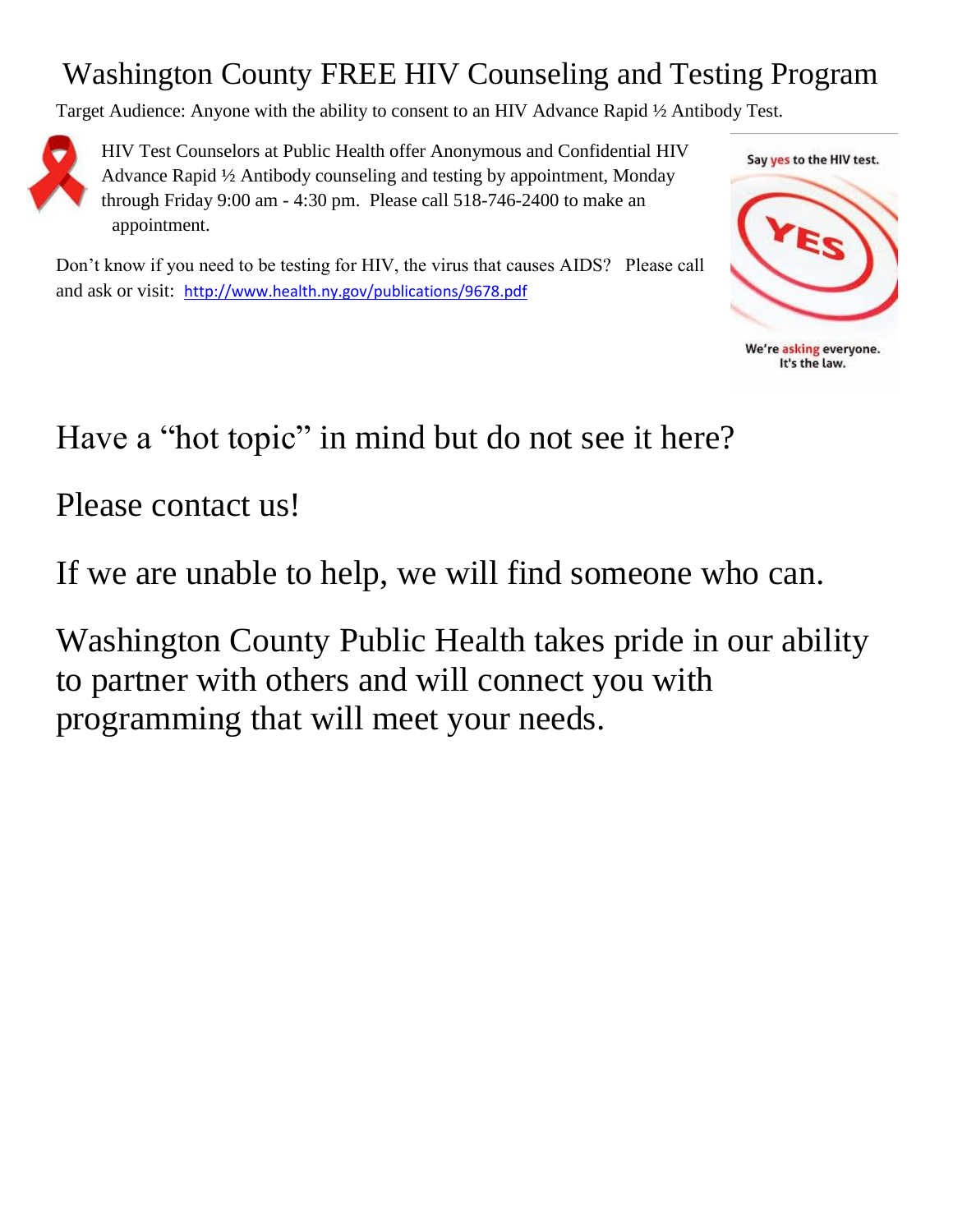# Washington County FREE HIV Counseling and Testing Program

Target Audience: Anyone with the ability to consent to an HIV Advance Rapid ½ Antibody Test.

HIV Test Counselors at Public Health offer Anonymous and Confidential HIV Advance Rapid ½ Antibody counseling and testing by appointment, Monday through Friday 9:00 am - 4:30 pm. Please call 518-746-2400 to make an appointment.

Don't know if you need to be testing for HIV, the virus that causes AIDS? Please call and ask or visit: http://www.health.ny.gov/publications/9678.pdf

Say yes to the HIV test.

YES

We're asking everyone.
It's the law.

Have a "hot topic" in mind but do not see it here?

Please contact us!

If we are unable to help, we will find someone who can.

Washington County Public Health takes pride in our ability to partner with others and will connect you with programming that will meet your needs.